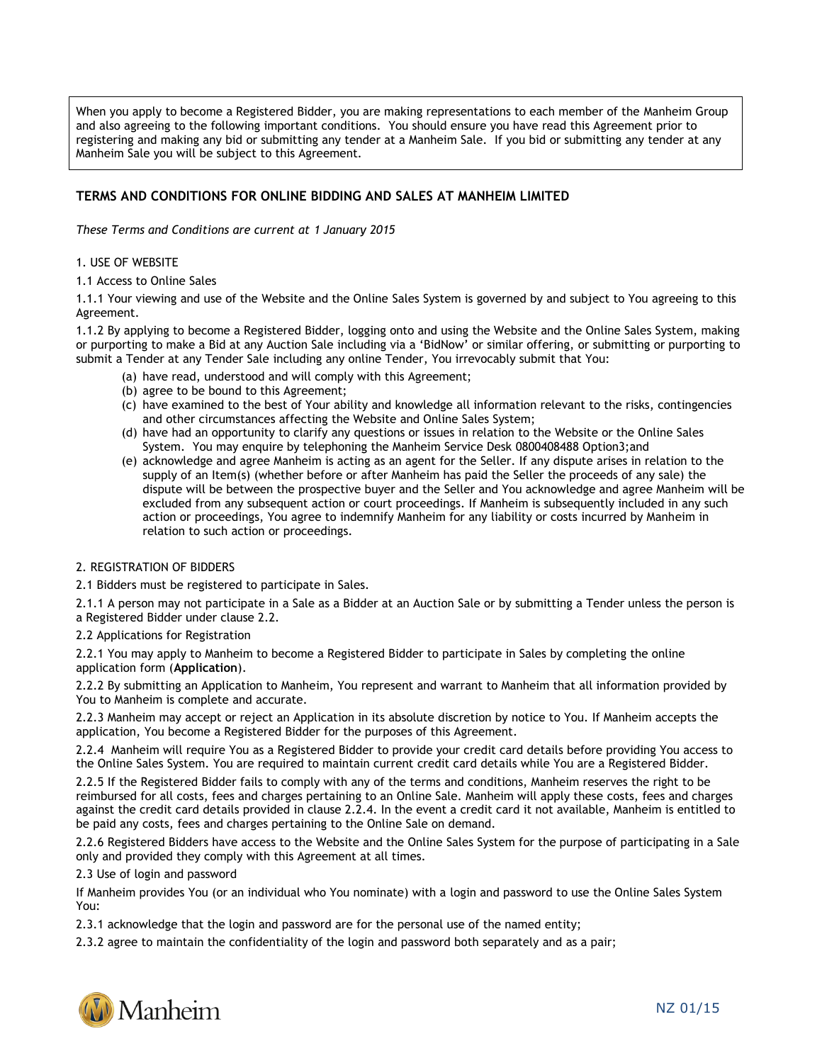When you apply to become a Registered Bidder, you are making representations to each member of the Manheim Group and also agreeing to the following important conditions. You should ensure you have read this Agreement prior to registering and making any bid or submitting any tender at a Manheim Sale. If you bid or submitting any tender at any Manheim Sale you will be subject to this Agreement.

## TERMS AND CONDITIONS FOR ONLINE BIDDING AND SALES AT MANHEIM LIMITED

*These Terms and Conditions are current at 1 January 2015*

1. USE OF WEBSITE

1.1 Access to Online Sales

1.1.1 Your viewing and use of the Website and the Online Sales System is governed by and subject to You agreeing to this Agreement.

1.1.2 By applying to become a Registered Bidder, logging onto and using the Website and the Online Sales System, making or purporting to make a Bid at any Auction Sale including via a 'BidNow' or similar offering, or submitting or purporting to submit a Tender at any Tender Sale including any online Tender, You irrevocably submit that You:

- (a) have read, understood and will comply with this Agreement;
- (b) agree to be bound to this Agreement;
- (c) have examined to the best of Your ability and knowledge all information relevant to the risks, contingencies and other circumstances affecting the Website and Online Sales System;
- (d) have had an opportunity to clarify any questions or issues in relation to the Website or the Online Sales System. You may enquire by telephoning the Manheim Service Desk 0800408488 Option3;and
- (e) acknowledge and agree Manheim is acting as an agent for the Seller. If any dispute arises in relation to the supply of an Item(s) (whether before or after Manheim has paid the Seller the proceeds of any sale) the dispute will be between the prospective buyer and the Seller and You acknowledge and agree Manheim will be excluded from any subsequent action or court proceedings. If Manheim is subsequently included in any such action or proceedings, You agree to indemnify Manheim for any liability or costs incurred by Manheim in relation to such action or proceedings.

2. REGISTRATION OF BIDDERS

2.1 Bidders must be registered to participate in Sales.

2.1.1 A person may not participate in a Sale as a Bidder at an Auction Sale or by submitting a Tender unless the person is a Registered Bidder under clause 2.2.

2.2 Applications for Registration

2.2.1 You may apply to Manheim to become a Registered Bidder to participate in Sales by completing the online application form (**Application**).

2.2.2 By submitting an Application to Manheim, You represent and warrant to Manheim that all information provided by You to Manheim is complete and accurate.

2.2.3 Manheim may accept or reject an Application in its absolute discretion by notice to You. If Manheim accepts the application, You become a Registered Bidder for the purposes of this Agreement.

2.2.4 Manheim will require You as a Registered Bidder to provide your credit card details before providing You access to the Online Sales System. You are required to maintain current credit card details while You are a Registered Bidder.

2.2.5 If the Registered Bidder fails to comply with any of the terms and conditions, Manheim reserves the right to be reimbursed for all costs, fees and charges pertaining to an Online Sale. Manheim will apply these costs, fees and charges against the credit card details provided in clause 2.2.4. In the event a credit card it not available, Manheim is entitled to be paid any costs, fees and charges pertaining to the Online Sale on demand.

2.2.6 Registered Bidders have access to the Website and the Online Sales System for the purpose of participating in a Sale only and provided they comply with this Agreement at all times.

2.3 Use of login and password

If Manheim provides You (or an individual who You nominate) with a login and password to use the Online Sales System You:

2.3.1 acknowledge that the login and password are for the personal use of the named entity;

2.3.2 agree to maintain the confidentiality of the login and password both separately and as a pair;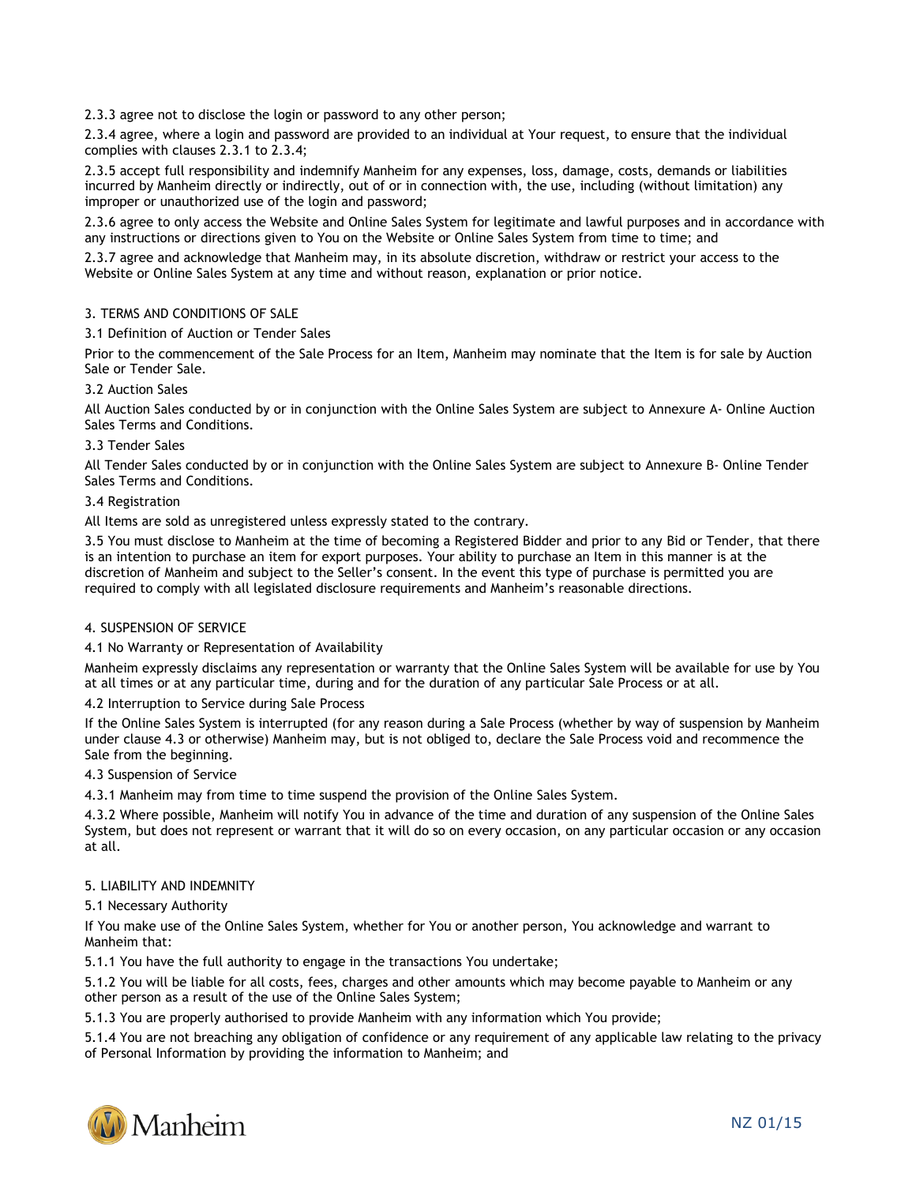2.3.3 agree not to disclose the login or password to any other person;

2.3.4 agree, where a login and password are provided to an individual at Your request, to ensure that the individual complies with clauses 2.3.1 to 2.3.4;

2.3.5 accept full responsibility and indemnify Manheim for any expenses, loss, damage, costs, demands or liabilities incurred by Manheim directly or indirectly, out of or in connection with, the use, including (without limitation) any improper or unauthorized use of the login and password;

2.3.6 agree to only access the Website and Online Sales System for legitimate and lawful purposes and in accordance with any instructions or directions given to You on the Website or Online Sales System from time to time; and

2.3.7 agree and acknowledge that Manheim may, in its absolute discretion, withdraw or restrict your access to the Website or Online Sales System at any time and without reason, explanation or prior notice.

## 3. TERMS AND CONDITIONS OF SALE

### 3.1 Definition of Auction or Tender Sales

Prior to the commencement of the Sale Process for an Item, Manheim may nominate that the Item is for sale by Auction Sale or Tender Sale.

### 3.2 Auction Sales

All Auction Sales conducted by or in conjunction with the Online Sales System are subject to Annexure A- Online Auction Sales Terms and Conditions.

### 3.3 Tender Sales

All Tender Sales conducted by or in conjunction with the Online Sales System are subject to Annexure B- Online Tender Sales Terms and Conditions.

### 3.4 Registration

All Items are sold as unregistered unless expressly stated to the contrary.

3.5 You must disclose to Manheim at the time of becoming a Registered Bidder and prior to any Bid or Tender, that there is an intention to purchase an item for export purposes. Your ability to purchase an Item in this manner is at the discretion of Manheim and subject to the Seller's consent. In the event this type of purchase is permitted you are required to comply with all legislated disclosure requirements and Manheim's reasonable directions.

## 4. SUSPENSION OF SERVICE

### 4.1 No Warranty or Representation of Availability

Manheim expressly disclaims any representation or warranty that the Online Sales System will be available for use by You at all times or at any particular time, during and for the duration of any particular Sale Process or at all.

### 4.2 Interruption to Service during Sale Process

If the Online Sales System is interrupted (for any reason during a Sale Process (whether by way of suspension by Manheim under clause 4.3 or otherwise) Manheim may, but is not obliged to, declare the Sale Process void and recommence the Sale from the beginning.

### 4.3 Suspension of Service

4.3.1 Manheim may from time to time suspend the provision of the Online Sales System.

4.3.2 Where possible, Manheim will notify You in advance of the time and duration of any suspension of the Online Sales System, but does not represent or warrant that it will do so on every occasion, on any particular occasion or any occasion at all.

## 5. LIABILITY AND INDEMNITY

### 5.1 Necessary Authority

If You make use of the Online Sales System, whether for You or another person, You acknowledge and warrant to Manheim that:

5.1.1 You have the full authority to engage in the transactions You undertake;

5.1.2 You will be liable for all costs, fees, charges and other amounts which may become payable to Manheim or any other person as a result of the use of the Online Sales System;

5.1.3 You are properly authorised to provide Manheim with any information which You provide;

5.1.4 You are not breaching any obligation of confidence or any requirement of any applicable law relating to the privacy of Personal Information by providing the information to Manheim; and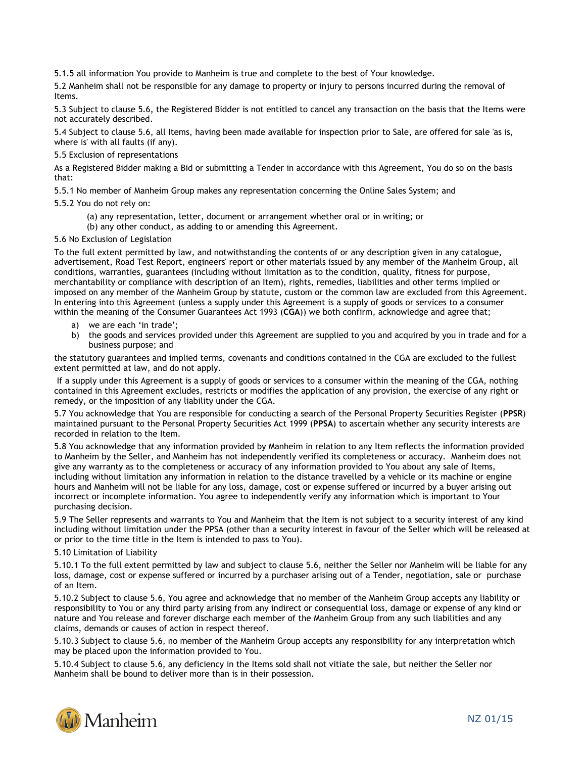5.1.5 all information You provide to Manheim is true and complete to the best of Your knowledge.

5.2 Manheim shall not be responsible for any damage to property or injury to persons incurred during the removal of Items.

5.3 Subject to clause 5.6, the Registered Bidder is not entitled to cancel any transaction on the basis that the Items were not accurately described.

5.4 Subject to clause 5.6, all Items, having been made available for inspection prior to Sale, are offered for sale 'as is, where is' with all faults (if any).

5.5 Exclusion of representations

As a Registered Bidder making a Bid or submitting a Tender in accordance with this Agreement, You do so on the basis that:

5.5.1 No member of Manheim Group makes any representation concerning the Online Sales System; and

5.5.2 You do not rely on:

(a) any representation, letter, document or arrangement whether oral or in writing; or

(b) any other conduct, as adding to or amending this Agreement.

5.6 No Exclusion of Legislation

To the full extent permitted by law, and notwithstanding the contents of or any description given in any catalogue, advertisement, Road Test Report, engineers' report or other materials issued by any member of the Manheim Group, all conditions, warranties, guarantees (including without limitation as to the condition, quality, fitness for purpose, merchantability or compliance with description of an Item), rights, remedies, liabilities and other terms implied or imposed on any member of the Manheim Group by statute, custom or the common law are excluded from this Agreement. In entering into this Agreement (unless a supply under this Agreement is a supply of goods or services to a consumer within the meaning of the Consumer Guarantees Act 1993 (**CGA**)) we both confirm, acknowledge and agree that;

a) we are each 'in trade';
b) the goods and services provided under this Agreement are supplied to you and acquired by you in trade and for a business purpose; and

the statutory guarantees and implied terms, covenants and conditions contained in the CGA are excluded to the fullest extent permitted at law, and do not apply.

If a supply under this Agreement is a supply of goods or services to a consumer within the meaning of the CGA, nothing contained in this Agreement excludes, restricts or modifies the application of any provision, the exercise of any right or remedy, or the imposition of any liability under the CGA.

5.7 You acknowledge that You are responsible for conducting a search of the Personal Property Securities Register (**PPSR**) maintained pursuant to the Personal Property Securities Act 1999 (**PPSA**) to ascertain whether any security interests are recorded in relation to the Item.

5.8 You acknowledge that any information provided by Manheim in relation to any Item reflects the information provided to Manheim by the Seller, and Manheim has not independently verified its completeness or accuracy. Manheim does not give any warranty as to the completeness or accuracy of any information provided to You about any sale of Items, including without limitation any information in relation to the distance travelled by a vehicle or its machine or engine hours and Manheim will not be liable for any loss, damage, cost or expense suffered or incurred by a buyer arising out incorrect or incomplete information. You agree to independently verify any information which is important to Your purchasing decision.

5.9 The Seller represents and warrants to You and Manheim that the Item is not subject to a security interest of any kind including without limitation under the PPSA (other than a security interest in favour of the Seller which will be released at or prior to the time title in the Item is intended to pass to You).

5.10 Limitation of Liability

5.10.1 To the full extent permitted by law and subject to clause 5.6, neither the Seller nor Manheim will be liable for any loss, damage, cost or expense suffered or incurred by a purchaser arising out of a Tender, negotiation, sale or purchase of an Item.

5.10.2 Subject to clause 5.6, You agree and acknowledge that no member of the Manheim Group accepts any liability or responsibility to You or any third party arising from any indirect or consequential loss, damage or expense of any kind or nature and You release and forever discharge each member of the Manheim Group from any such liabilities and any claims, demands or causes of action in respect thereof.

5.10.3 Subject to clause 5.6, no member of the Manheim Group accepts any responsibility for any interpretation which may be placed upon the information provided to You.

5.10.4 Subject to clause 5.6, any deficiency in the Items sold shall not vitiate the sale, but neither the Seller nor Manheim shall be bound to deliver more than is in their possession.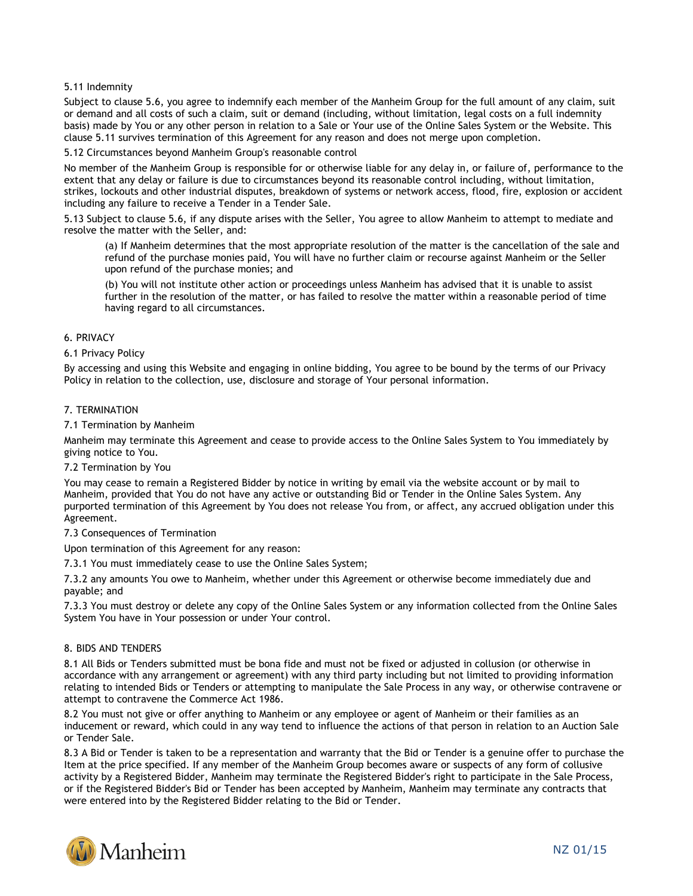5.11 Indemnity

Subject to clause 5.6, you agree to indemnify each member of the Manheim Group for the full amount of any claim, suit or demand and all costs of such a claim, suit or demand (including, without limitation, legal costs on a full indemnity basis) made by You or any other person in relation to a Sale or Your use of the Online Sales System or the Website. This clause 5.11 survives termination of this Agreement for any reason and does not merge upon completion.

5.12 Circumstances beyond Manheim Group's reasonable control

No member of the Manheim Group is responsible for or otherwise liable for any delay in, or failure of, performance to the extent that any delay or failure is due to circumstances beyond its reasonable control including, without limitation, strikes, lockouts and other industrial disputes, breakdown of systems or network access, flood, fire, explosion or accident including any failure to receive a Tender in a Tender Sale.

5.13 Subject to clause 5.6, if any dispute arises with the Seller, You agree to allow Manheim to attempt to mediate and resolve the matter with the Seller, and:

> (a) If Manheim determines that the most appropriate resolution of the matter is the cancellation of the sale and refund of the purchase monies paid, You will have no further claim or recourse against Manheim or the Seller upon refund of the purchase monies; and
>
> (b) You will not institute other action or proceedings unless Manheim has advised that it is unable to assist further in the resolution of the matter, or has failed to resolve the matter within a reasonable period of time having regard to all circumstances.

## 6. PRIVACY

6.1 Privacy Policy

By accessing and using this Website and engaging in online bidding, You agree to be bound by the terms of our Privacy Policy in relation to the collection, use, disclosure and storage of Your personal information.

## 7. TERMINATION

7.1 Termination by Manheim

Manheim may terminate this Agreement and cease to provide access to the Online Sales System to You immediately by giving notice to You.

7.2 Termination by You

You may cease to remain a Registered Bidder by notice in writing by email via the website account or by mail to Manheim, provided that You do not have any active or outstanding Bid or Tender in the Online Sales System. Any purported termination of this Agreement by You does not release You from, or affect, any accrued obligation under this Agreement.

7.3 Consequences of Termination

Upon termination of this Agreement for any reason:

7.3.1 You must immediately cease to use the Online Sales System;

7.3.2 any amounts You owe to Manheim, whether under this Agreement or otherwise become immediately due and payable; and

7.3.3 You must destroy or delete any copy of the Online Sales System or any information collected from the Online Sales System You have in Your possession or under Your control.

## 8. BIDS AND TENDERS

8.1 All Bids or Tenders submitted must be bona fide and must not be fixed or adjusted in collusion (or otherwise in accordance with any arrangement or agreement) with any third party including but not limited to providing information relating to intended Bids or Tenders or attempting to manipulate the Sale Process in any way, or otherwise contravene or attempt to contravene the Commerce Act 1986.

8.2 You must not give or offer anything to Manheim or any employee or agent of Manheim or their families as an inducement or reward, which could in any way tend to influence the actions of that person in relation to an Auction Sale or Tender Sale.

8.3 A Bid or Tender is taken to be a representation and warranty that the Bid or Tender is a genuine offer to purchase the Item at the price specified. If any member of the Manheim Group becomes aware or suspects of any form of collusive activity by a Registered Bidder, Manheim may terminate the Registered Bidder's right to participate in the Sale Process, or if the Registered Bidder's Bid or Tender has been accepted by Manheim, Manheim may terminate any contracts that were entered into by the Registered Bidder relating to the Bid or Tender.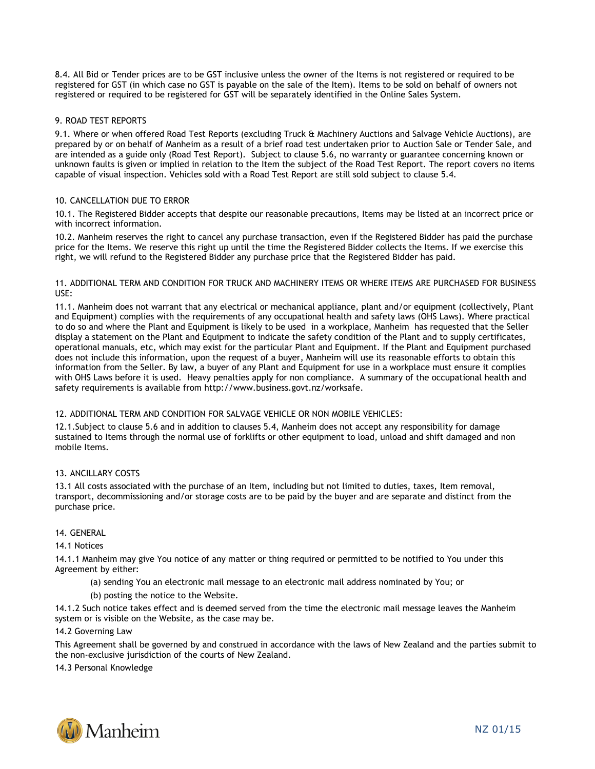8.4. All Bid or Tender prices are to be GST inclusive unless the owner of the Items is not registered or required to be registered for GST (in which case no GST is payable on the sale of the Item). Items to be sold on behalf of owners not registered or required to be registered for GST will be separately identified in the Online Sales System.

## 9. ROAD TEST REPORTS

9.1. Where or when offered Road Test Reports (excluding Truck & Machinery Auctions and Salvage Vehicle Auctions), are prepared by or on behalf of Manheim as a result of a brief road test undertaken prior to Auction Sale or Tender Sale, and are intended as a guide only (Road Test Report). Subject to clause 5.6, no warranty or guarantee concerning known or unknown faults is given or implied in relation to the Item the subject of the Road Test Report. The report covers no items capable of visual inspection. Vehicles sold with a Road Test Report are still sold subject to clause 5.4.

## 10. CANCELLATION DUE TO ERROR

10.1. The Registered Bidder accepts that despite our reasonable precautions, Items may be listed at an incorrect price or with incorrect information.

10.2. Manheim reserves the right to cancel any purchase transaction, even if the Registered Bidder has paid the purchase price for the Items. We reserve this right up until the time the Registered Bidder collects the Items. If we exercise this right, we will refund to the Registered Bidder any purchase price that the Registered Bidder has paid.

## 11. ADDITIONAL TERM AND CONDITION FOR TRUCK AND MACHINERY ITEMS OR WHERE ITEMS ARE PURCHASED FOR BUSINESS USE:

11.1. Manheim does not warrant that any electrical or mechanical appliance, plant and/or equipment (collectively, Plant and Equipment) complies with the requirements of any occupational health and safety laws (OHS Laws). Where practical to do so and where the Plant and Equipment is likely to be used in a workplace, Manheim has requested that the Seller display a statement on the Plant and Equipment to indicate the safety condition of the Plant and to supply certificates, operational manuals, etc, which may exist for the particular Plant and Equipment. If the Plant and Equipment purchased does not include this information, upon the request of a buyer, Manheim will use its reasonable efforts to obtain this information from the Seller. By law, a buyer of any Plant and Equipment for use in a workplace must ensure it complies with OHS Laws before it is used. Heavy penalties apply for non compliance. A summary of the occupational health and safety requirements is available from http://www.business.govt.nz/worksafe.

## 12. ADDITIONAL TERM AND CONDITION FOR SALVAGE VEHICLE OR NON MOBILE VEHICLES:

12.1.Subject to clause 5.6 and in addition to clauses 5.4, Manheim does not accept any responsibility for damage sustained to Items through the normal use of forklifts or other equipment to load, unload and shift damaged and non mobile Items.

## 13. ANCILLARY COSTS

13.1 All costs associated with the purchase of an Item, including but not limited to duties, taxes, Item removal, transport, decommissioning and/or storage costs are to be paid by the buyer and are separate and distinct from the purchase price.

## 14. GENERAL

### 14.1 Notices

14.1.1 Manheim may give You notice of any matter or thing required or permitted to be notified to You under this Agreement by either:

(a) sending You an electronic mail message to an electronic mail address nominated by You; or

(b) posting the notice to the Website.

14.1.2 Such notice takes effect and is deemed served from the time the electronic mail message leaves the Manheim system or is visible on the Website, as the case may be.

### 14.2 Governing Law

This Agreement shall be governed by and construed in accordance with the laws of New Zealand and the parties submit to the non-exclusive jurisdiction of the courts of New Zealand.

### 14.3 Personal Knowledge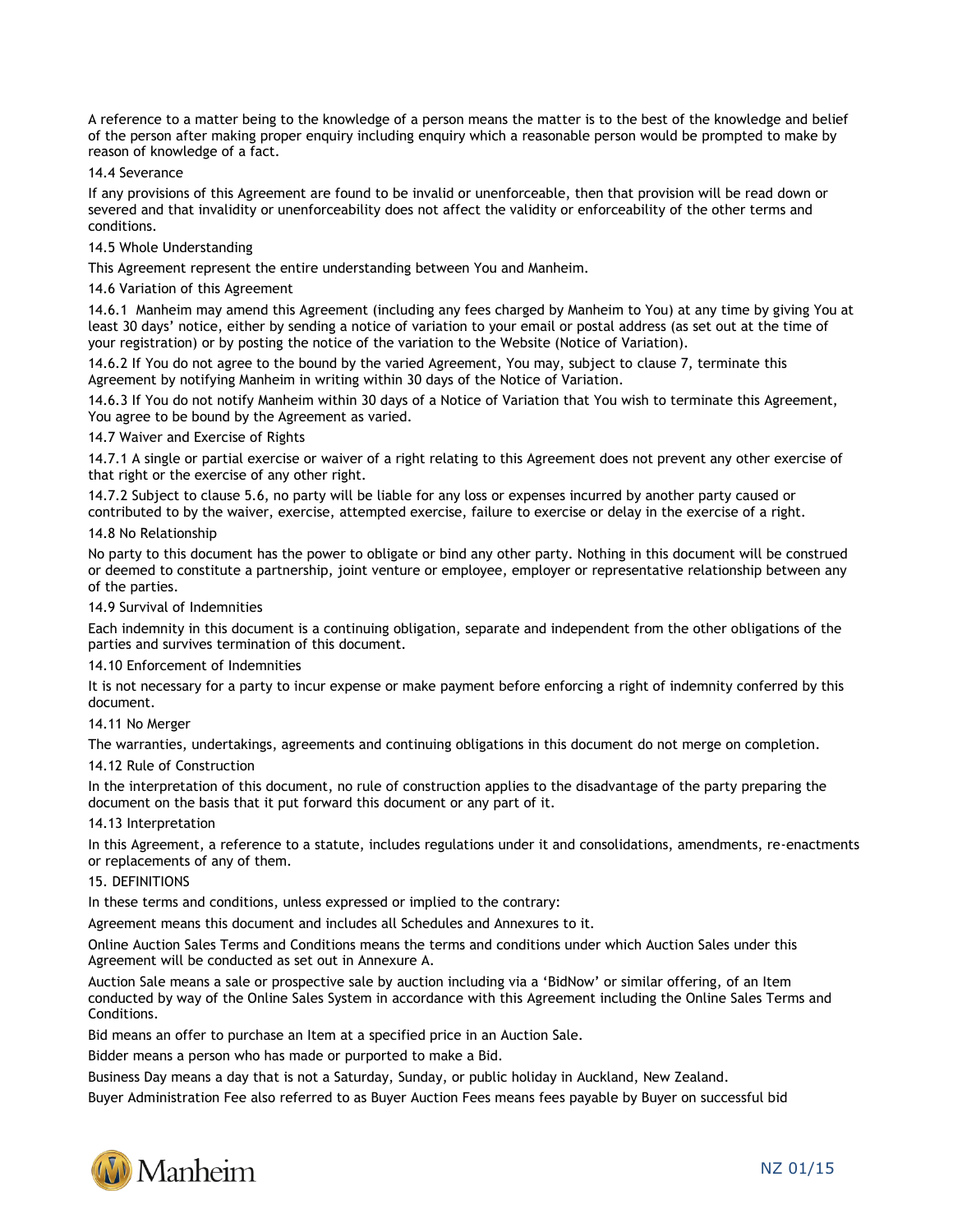A reference to a matter being to the knowledge of a person means the matter is to the best of the knowledge and belief of the person after making proper enquiry including enquiry which a reasonable person would be prompted to make by reason of knowledge of a fact.

14.4 Severance

If any provisions of this Agreement are found to be invalid or unenforceable, then that provision will be read down or severed and that invalidity or unenforceability does not affect the validity or enforceability of the other terms and conditions.

14.5 Whole Understanding

This Agreement represent the entire understanding between You and Manheim.

14.6 Variation of this Agreement

14.6.1 Manheim may amend this Agreement (including any fees charged by Manheim to You) at any time by giving You at least 30 days' notice, either by sending a notice of variation to your email or postal address (as set out at the time of your registration) or by posting the notice of the variation to the Website (Notice of Variation).

14.6.2 If You do not agree to the bound by the varied Agreement, You may, subject to clause 7, terminate this Agreement by notifying Manheim in writing within 30 days of the Notice of Variation.

14.6.3 If You do not notify Manheim within 30 days of a Notice of Variation that You wish to terminate this Agreement, You agree to be bound by the Agreement as varied.

14.7 Waiver and Exercise of Rights

14.7.1 A single or partial exercise or waiver of a right relating to this Agreement does not prevent any other exercise of that right or the exercise of any other right.

14.7.2 Subject to clause 5.6, no party will be liable for any loss or expenses incurred by another party caused or contributed to by the waiver, exercise, attempted exercise, failure to exercise or delay in the exercise of a right.

14.8 No Relationship

No party to this document has the power to obligate or bind any other party. Nothing in this document will be construed or deemed to constitute a partnership, joint venture or employee, employer or representative relationship between any of the parties.

14.9 Survival of Indemnities

Each indemnity in this document is a continuing obligation, separate and independent from the other obligations of the parties and survives termination of this document.

14.10 Enforcement of Indemnities

It is not necessary for a party to incur expense or make payment before enforcing a right of indemnity conferred by this document.

14.11 No Merger

The warranties, undertakings, agreements and continuing obligations in this document do not merge on completion.

14.12 Rule of Construction

In the interpretation of this document, no rule of construction applies to the disadvantage of the party preparing the document on the basis that it put forward this document or any part of it.

14.13 Interpretation

In this Agreement, a reference to a statute, includes regulations under it and consolidations, amendments, re-enactments or replacements of any of them.

15. DEFINITIONS

In these terms and conditions, unless expressed or implied to the contrary:

Agreement means this document and includes all Schedules and Annexures to it.

Online Auction Sales Terms and Conditions means the terms and conditions under which Auction Sales under this Agreement will be conducted as set out in Annexure A.

Auction Sale means a sale or prospective sale by auction including via a 'BidNow' or similar offering, of an Item conducted by way of the Online Sales System in accordance with this Agreement including the Online Sales Terms and Conditions.

Bid means an offer to purchase an Item at a specified price in an Auction Sale.

Bidder means a person who has made or purported to make a Bid.

Business Day means a day that is not a Saturday, Sunday, or public holiday in Auckland, New Zealand.

Buyer Administration Fee also referred to as Buyer Auction Fees means fees payable by Buyer on successful bid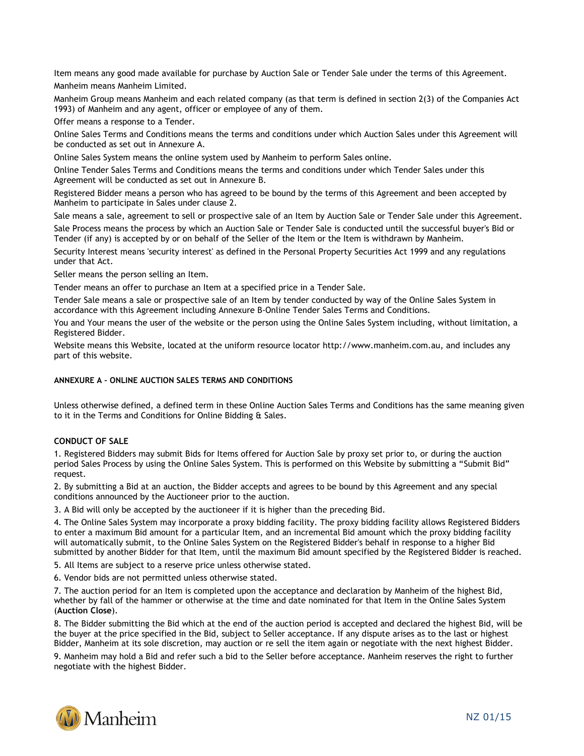Item means any good made available for purchase by Auction Sale or Tender Sale under the terms of this Agreement.

Manheim means Manheim Limited.

Manheim Group means Manheim and each related company (as that term is defined in section 2(3) of the Companies Act 1993) of Manheim and any agent, officer or employee of any of them.

Offer means a response to a Tender.

Online Sales Terms and Conditions means the terms and conditions under which Auction Sales under this Agreement will be conducted as set out in Annexure A.

Online Sales System means the online system used by Manheim to perform Sales online.

Online Tender Sales Terms and Conditions means the terms and conditions under which Tender Sales under this Agreement will be conducted as set out in Annexure B.

Registered Bidder means a person who has agreed to be bound by the terms of this Agreement and been accepted by Manheim to participate in Sales under clause 2.

Sale means a sale, agreement to sell or prospective sale of an Item by Auction Sale or Tender Sale under this Agreement.

Sale Process means the process by which an Auction Sale or Tender Sale is conducted until the successful buyer's Bid or Tender (if any) is accepted by or on behalf of the Seller of the Item or the Item is withdrawn by Manheim.

Security Interest means 'security interest' as defined in the Personal Property Securities Act 1999 and any regulations under that Act.

Seller means the person selling an Item.

Tender means an offer to purchase an Item at a specified price in a Tender Sale.

Tender Sale means a sale or prospective sale of an Item by tender conducted by way of the Online Sales System in accordance with this Agreement including Annexure B-Online Tender Sales Terms and Conditions.

You and Your means the user of the website or the person using the Online Sales System including, without limitation, a Registered Bidder.

Website means this Website, located at the uniform resource locator http://www.manheim.com.au, and includes any part of this website.

#### ANNEXURE A – ONLINE AUCTION SALES TERMS AND CONDITIONS

Unless otherwise defined, a defined term in these Online Auction Sales Terms and Conditions has the same meaning given to it in the Terms and Conditions for Online Bidding & Sales.

#### CONDUCT OF SALE

1. Registered Bidders may submit Bids for Items offered for Auction Sale by proxy set prior to, or during the auction period Sales Process by using the Online Sales System. This is performed on this Website by submitting a "Submit Bid" request.

2. By submitting a Bid at an auction, the Bidder accepts and agrees to be bound by this Agreement and any special conditions announced by the Auctioneer prior to the auction.

3. A Bid will only be accepted by the auctioneer if it is higher than the preceding Bid.

4. The Online Sales System may incorporate a proxy bidding facility. The proxy bidding facility allows Registered Bidders to enter a maximum Bid amount for a particular Item, and an incremental Bid amount which the proxy bidding facility will automatically submit, to the Online Sales System on the Registered Bidder's behalf in response to a higher Bid submitted by another Bidder for that Item, until the maximum Bid amount specified by the Registered Bidder is reached.

5. All Items are subject to a reserve price unless otherwise stated.

6. Vendor bids are not permitted unless otherwise stated.

7. The auction period for an Item is completed upon the acceptance and declaration by Manheim of the highest Bid, whether by fall of the hammer or otherwise at the time and date nominated for that Item in the Online Sales System (**Auction Close**).

8. The Bidder submitting the Bid which at the end of the auction period is accepted and declared the highest Bid, will be the buyer at the price specified in the Bid, subject to Seller acceptance. If any dispute arises as to the last or highest Bidder, Manheim at its sole discretion, may auction or re sell the item again or negotiate with the next highest Bidder.

9. Manheim may hold a Bid and refer such a bid to the Seller before acceptance. Manheim reserves the right to further negotiate with the highest Bidder.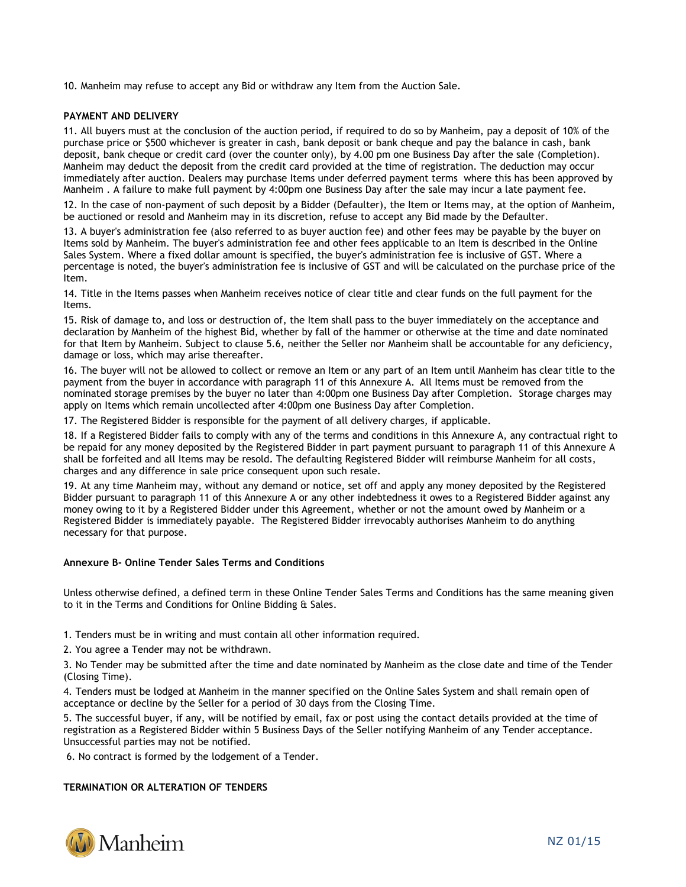10. Manheim may refuse to accept any Bid or withdraw any Item from the Auction Sale.

**PAYMENT AND DELIVERY**

11. All buyers must at the conclusion of the auction period, if required to do so by Manheim, pay a deposit of 10% of the purchase price or $500 whichever is greater in cash, bank deposit or bank cheque and pay the balance in cash, bank deposit, bank cheque or credit card (over the counter only), by 4.00 pm one Business Day after the sale (Completion). Manheim may deduct the deposit from the credit card provided at the time of registration. The deduction may occur immediately after auction. Dealers may purchase Items under deferred payment terms where this has been approved by Manheim . A failure to make full payment by 4:00pm one Business Day after the sale may incur a late payment fee.

12. In the case of non-payment of such deposit by a Bidder (Defaulter), the Item or Items may, at the option of Manheim, be auctioned or resold and Manheim may in its discretion, refuse to accept any Bid made by the Defaulter.

13. A buyer's administration fee (also referred to as buyer auction fee) and other fees may be payable by the buyer on Items sold by Manheim. The buyer's administration fee and other fees applicable to an Item is described in the Online Sales System. Where a fixed dollar amount is specified, the buyer's administration fee is inclusive of GST. Where a percentage is noted, the buyer's administration fee is inclusive of GST and will be calculated on the purchase price of the Item.

14. Title in the Items passes when Manheim receives notice of clear title and clear funds on the full payment for the Items.

15. Risk of damage to, and loss or destruction of, the Item shall pass to the buyer immediately on the acceptance and declaration by Manheim of the highest Bid, whether by fall of the hammer or otherwise at the time and date nominated for that Item by Manheim. Subject to clause 5.6, neither the Seller nor Manheim shall be accountable for any deficiency, damage or loss, which may arise thereafter.

16. The buyer will not be allowed to collect or remove an Item or any part of an Item until Manheim has clear title to the payment from the buyer in accordance with paragraph 11 of this Annexure A. All Items must be removed from the nominated storage premises by the buyer no later than 4:00pm one Business Day after Completion. Storage charges may apply on Items which remain uncollected after 4:00pm one Business Day after Completion.

17. The Registered Bidder is responsible for the payment of all delivery charges, if applicable.

18. If a Registered Bidder fails to comply with any of the terms and conditions in this Annexure A, any contractual right to be repaid for any money deposited by the Registered Bidder in part payment pursuant to paragraph 11 of this Annexure A shall be forfeited and all Items may be resold. The defaulting Registered Bidder will reimburse Manheim for all costs, charges and any difference in sale price consequent upon such resale.

19. At any time Manheim may, without any demand or notice, set off and apply any money deposited by the Registered Bidder pursuant to paragraph 11 of this Annexure A or any other indebtedness it owes to a Registered Bidder against any money owing to it by a Registered Bidder under this Agreement, whether or not the amount owed by Manheim or a Registered Bidder is immediately payable. The Registered Bidder irrevocably authorises Manheim to do anything necessary for that purpose.

**Annexure B- Online Tender Sales Terms and Conditions**

Unless otherwise defined, a defined term in these Online Tender Sales Terms and Conditions has the same meaning given to it in the Terms and Conditions for Online Bidding & Sales.

1. Tenders must be in writing and must contain all other information required.

2. You agree a Tender may not be withdrawn.

3. No Tender may be submitted after the time and date nominated by Manheim as the close date and time of the Tender (Closing Time).

4. Tenders must be lodged at Manheim in the manner specified on the Online Sales System and shall remain open of acceptance or decline by the Seller for a period of 30 days from the Closing Time.

5. The successful buyer, if any, will be notified by email, fax or post using the contact details provided at the time of registration as a Registered Bidder within 5 Business Days of the Seller notifying Manheim of any Tender acceptance. Unsuccessful parties may not be notified.

6. No contract is formed by the lodgement of a Tender.

**TERMINATION OR ALTERATION OF TENDERS**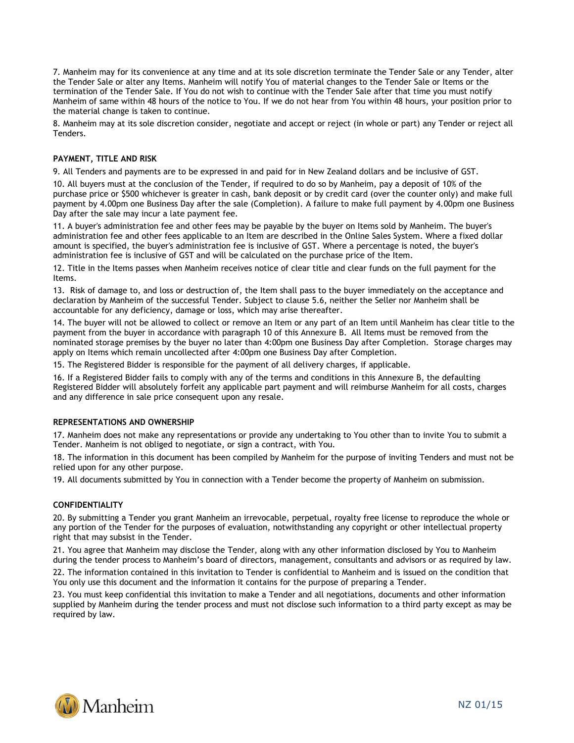7. Manheim may for its convenience at any time and at its sole discretion terminate the Tender Sale or any Tender, alter the Tender Sale or alter any Items. Manheim will notify You of material changes to the Tender Sale or Items or the termination of the Tender Sale. If You do not wish to continue with the Tender Sale after that time you must notify Manheim of same within 48 hours of the notice to You. If we do not hear from You within 48 hours, your position prior to the material change is taken to continue.

8. Manheim may at its sole discretion consider, negotiate and accept or reject (in whole or part) any Tender or reject all Tenders.

**PAYMENT, TITLE AND RISK**

9. All Tenders and payments are to be expressed in and paid for in New Zealand dollars and be inclusive of GST.

10. All buyers must at the conclusion of the Tender, if required to do so by Manheim, pay a deposit of 10% of the purchase price or $500 whichever is greater in cash, bank deposit or by credit card (over the counter only) and make full payment by 4.00pm one Business Day after the sale (Completion). A failure to make full payment by 4.00pm one Business Day after the sale may incur a late payment fee.

11. A buyer's administration fee and other fees may be payable by the buyer on Items sold by Manheim. The buyer's administration fee and other fees applicable to an Item are described in the Online Sales System. Where a fixed dollar amount is specified, the buyer's administration fee is inclusive of GST. Where a percentage is noted, the buyer's administration fee is inclusive of GST and will be calculated on the purchase price of the Item.

12. Title in the Items passes when Manheim receives notice of clear title and clear funds on the full payment for the Items.

13. Risk of damage to, and loss or destruction of, the Item shall pass to the buyer immediately on the acceptance and declaration by Manheim of the successful Tender. Subject to clause 5.6, neither the Seller nor Manheim shall be accountable for any deficiency, damage or loss, which may arise thereafter.

14. The buyer will not be allowed to collect or remove an Item or any part of an Item until Manheim has clear title to the payment from the buyer in accordance with paragraph 10 of this Annexure B. All Items must be removed from the nominated storage premises by the buyer no later than 4:00pm one Business Day after Completion. Storage charges may apply on Items which remain uncollected after 4:00pm one Business Day after Completion.

15. The Registered Bidder is responsible for the payment of all delivery charges, if applicable.

16. If a Registered Bidder fails to comply with any of the terms and conditions in this Annexure B, the defaulting Registered Bidder will absolutely forfeit any applicable part payment and will reimburse Manheim for all costs, charges and any difference in sale price consequent upon any resale.

**REPRESENTATIONS AND OWNERSHIP**

17. Manheim does not make any representations or provide any undertaking to You other than to invite You to submit a Tender. Manheim is not obliged to negotiate, or sign a contract, with You.

18. The information in this document has been compiled by Manheim for the purpose of inviting Tenders and must not be relied upon for any other purpose.

19. All documents submitted by You in connection with a Tender become the property of Manheim on submission.

**CONFIDENTIALITY**

20. By submitting a Tender you grant Manheim an irrevocable, perpetual, royalty free license to reproduce the whole or any portion of the Tender for the purposes of evaluation, notwithstanding any copyright or other intellectual property right that may subsist in the Tender.

21. You agree that Manheim may disclose the Tender, along with any other information disclosed by You to Manheim during the tender process to Manheim's board of directors, management, consultants and advisors or as required by law.

22. The information contained in this invitation to Tender is confidential to Manheim and is issued on the condition that You only use this document and the information it contains for the purpose of preparing a Tender.

23. You must keep confidential this invitation to make a Tender and all negotiations, documents and other information supplied by Manheim during the tender process and must not disclose such information to a third party except as may be required by law.